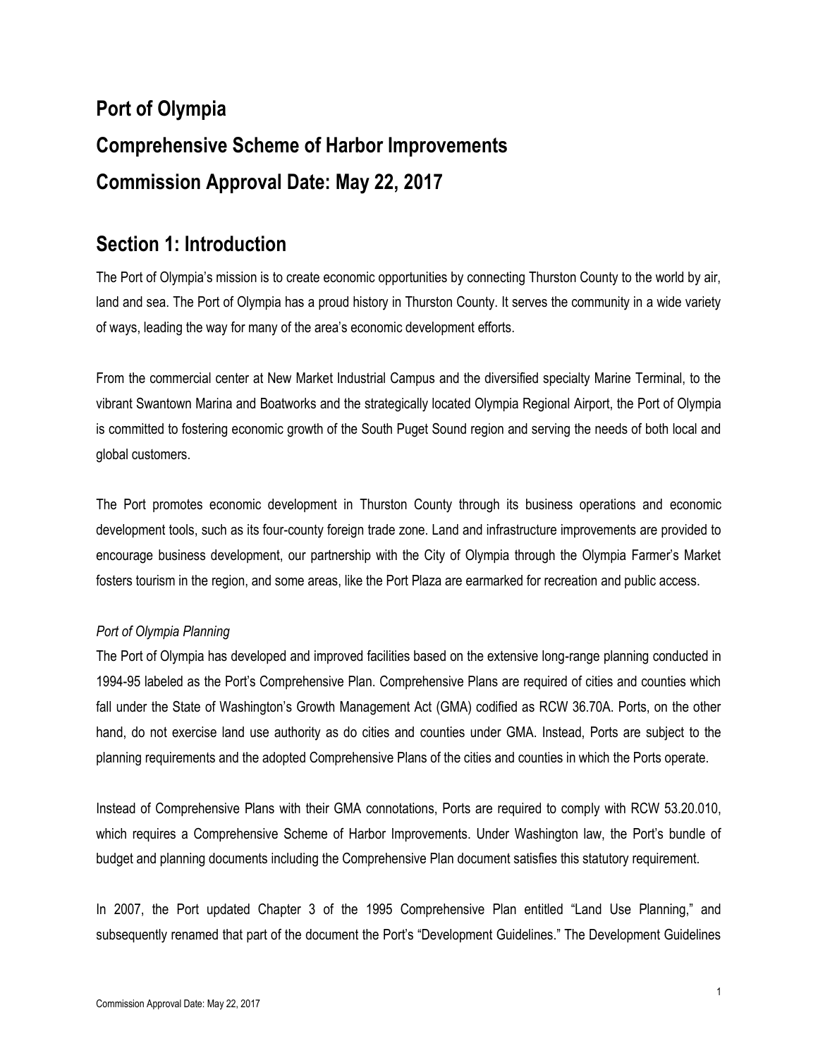# Port of Olympia

# Comprehensive Scheme of Harbor Improvements

# Commission Approval Date: May 22, 2017

## Section 1: Introduction

The Port of Olympia's mission is to create economic opportunities by connecting Thurston County to the world by air, land and sea. The Port of Olympia has a proud history in Thurston County. It serves the community in a wide variety of ways, leading the way for many of the area's economic development efforts.

From the commercial center at New Market Industrial Campus and the diversified specialty Marine Terminal, to the vibrant Swantown Marina and Boatworks and the strategically located Olympia Regional Airport, the Port of Olympia is committed to fostering economic growth of the South Puget Sound region and serving the needs of both local and global customers.

The Port promotes economic development in Thurston County through its business operations and economic development tools, such as its four-county foreign trade zone. Land and infrastructure improvements are provided to encourage business development, our partnership with the City of Olympia through the Olympia Farmer's Market fosters tourism in the region, and some areas, like the Port Plaza are earmarked for recreation and public access.

*Port of Olympia Planning*

The Port of Olympia has developed and improved facilities based on the extensive long-range planning conducted in 1994-95 labeled as the Port's Comprehensive Plan. Comprehensive Plans are required of cities and counties which fall under the State of Washington's Growth Management Act (GMA) codified as RCW 36.70A. Ports, on the other hand, do not exercise land use authority as do cities and counties under GMA. Instead, Ports are subject to the planning requirements and the adopted Comprehensive Plans of the cities and counties in which the Ports operate.

Instead of Comprehensive Plans with their GMA connotations, Ports are required to comply with RCW 53.20.010, which requires a Comprehensive Scheme of Harbor Improvements. Under Washington law, the Port's bundle of budget and planning documents including the Comprehensive Plan document satisfies this statutory requirement.

In 2007, the Port updated Chapter 3 of the 1995 Comprehensive Plan entitled "Land Use Planning," and subsequently renamed that part of the document the Port's "Development Guidelines." The Development Guidelines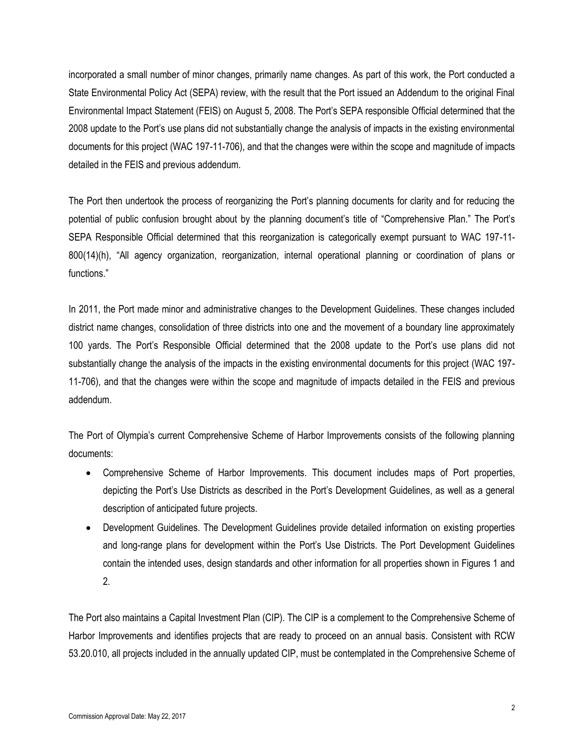incorporated a small number of minor changes, primarily name changes. As part of this work, the Port conducted a State Environmental Policy Act (SEPA) review, with the result that the Port issued an Addendum to the original Final Environmental Impact Statement (FEIS) on August 5, 2008. The Port's SEPA responsible Official determined that the 2008 update to the Port's use plans did not substantially change the analysis of impacts in the existing environmental documents for this project (WAC 197-11-706), and that the changes were within the scope and magnitude of impacts detailed in the FEIS and previous addendum.

The Port then undertook the process of reorganizing the Port's planning documents for clarity and for reducing the potential of public confusion brought about by the planning document's title of "Comprehensive Plan." The Port's SEPA Responsible Official determined that this reorganization is categorically exempt pursuant to WAC 197-11-800(14)(h), "All agency organization, reorganization, internal operational planning or coordination of plans or functions."

In 2011, the Port made minor and administrative changes to the Development Guidelines. These changes included district name changes, consolidation of three districts into one and the movement of a boundary line approximately 100 yards. The Port's Responsible Official determined that the 2008 update to the Port's use plans did not substantially change the analysis of the impacts in the existing environmental documents for this project (WAC 197-11-706), and that the changes were within the scope and magnitude of impacts detailed in the FEIS and previous addendum.

The Port of Olympia's current Comprehensive Scheme of Harbor Improvements consists of the following planning documents:

- Comprehensive Scheme of Harbor Improvements. This document includes maps of Port properties, depicting the Port's Use Districts as described in the Port's Development Guidelines, as well as a general description of anticipated future projects.
- Development Guidelines. The Development Guidelines provide detailed information on existing properties and long-range plans for development within the Port's Use Districts. The Port Development Guidelines contain the intended uses, design standards and other information for all properties shown in Figures 1 and 2.

The Port also maintains a Capital Investment Plan (CIP). The CIP is a complement to the Comprehensive Scheme of Harbor Improvements and identifies projects that are ready to proceed on an annual basis. Consistent with RCW 53.20.010, all projects included in the annually updated CIP, must be contemplated in the Comprehensive Scheme of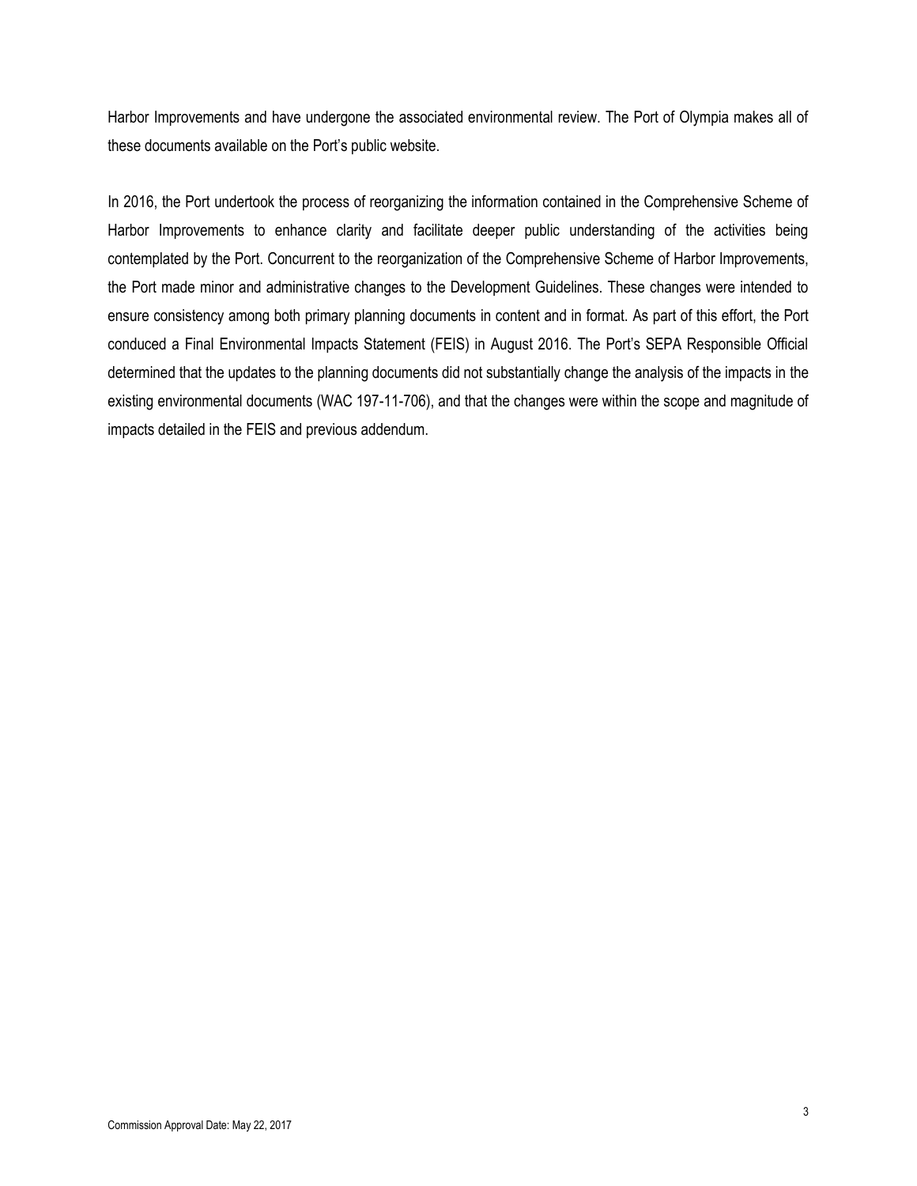Harbor Improvements and have undergone the associated environmental review. The Port of Olympia makes all of these documents available on the Port's public website.

In 2016, the Port undertook the process of reorganizing the information contained in the Comprehensive Scheme of Harbor Improvements to enhance clarity and facilitate deeper public understanding of the activities being contemplated by the Port. Concurrent to the reorganization of the Comprehensive Scheme of Harbor Improvements, the Port made minor and administrative changes to the Development Guidelines. These changes were intended to ensure consistency among both primary planning documents in content and in format. As part of this effort, the Port conduced a Final Environmental Impacts Statement (FEIS) in August 2016. The Port's SEPA Responsible Official determined that the updates to the planning documents did not substantially change the analysis of the impacts in the existing environmental documents (WAC 197-11-706), and that the changes were within the scope and magnitude of impacts detailed in the FEIS and previous addendum.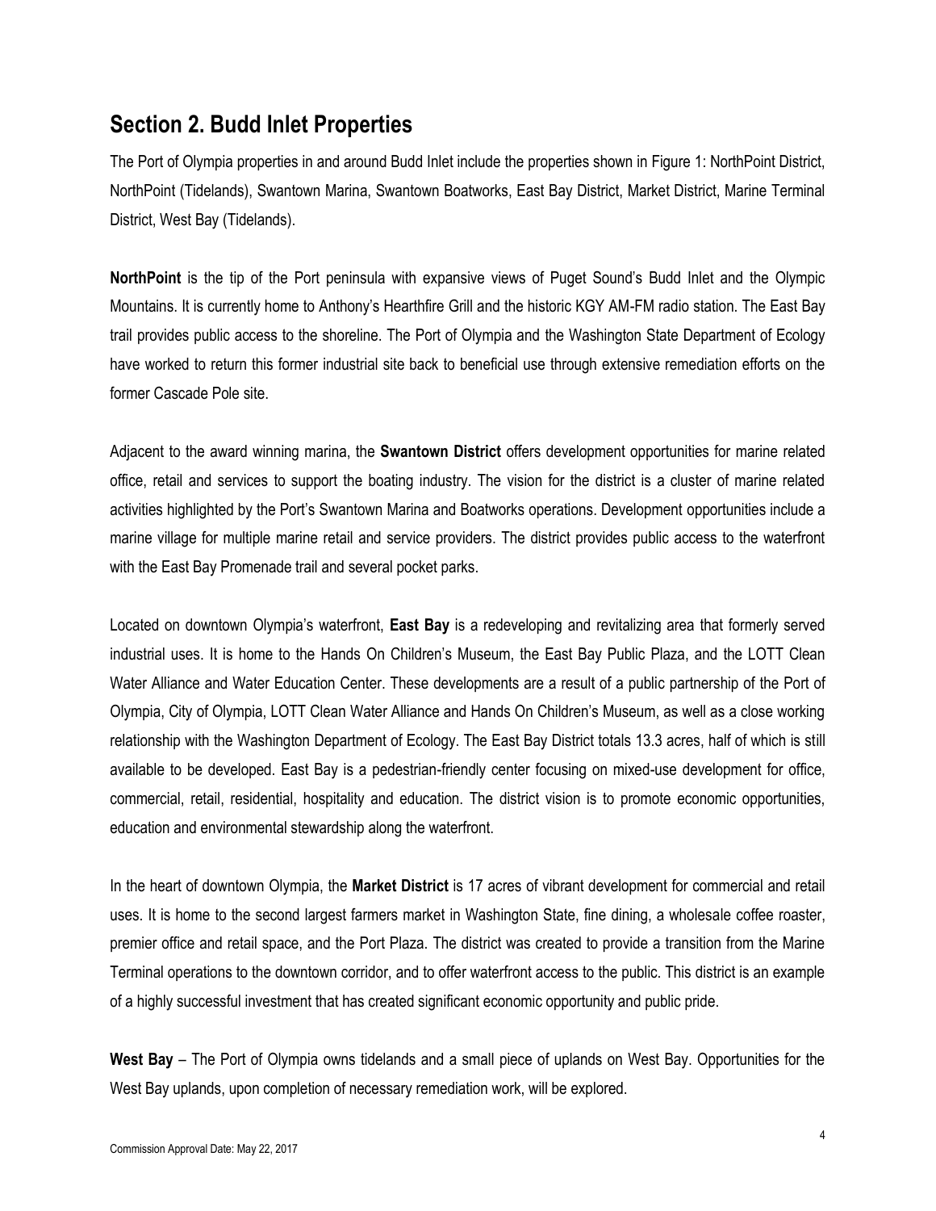## Section 2. Budd Inlet Properties

The Port of Olympia properties in and around Budd Inlet include the properties shown in Figure 1: NorthPoint District, NorthPoint (Tidelands), Swantown Marina, Swantown Boatworks, East Bay District, Market District, Marine Terminal District, West Bay (Tidelands).

**NorthPoint** is the tip of the Port peninsula with expansive views of Puget Sound's Budd Inlet and the Olympic Mountains. It is currently home to Anthony's Hearthfire Grill and the historic KGY AM-FM radio station. The East Bay trail provides public access to the shoreline. The Port of Olympia and the Washington State Department of Ecology have worked to return this former industrial site back to beneficial use through extensive remediation efforts on the former Cascade Pole site.

Adjacent to the award winning marina, the **Swantown District** offers development opportunities for marine related office, retail and services to support the boating industry. The vision for the district is a cluster of marine related activities highlighted by the Port's Swantown Marina and Boatworks operations. Development opportunities include a marine village for multiple marine retail and service providers. The district provides public access to the waterfront with the East Bay Promenade trail and several pocket parks.

Located on downtown Olympia's waterfront, **East Bay** is a redeveloping and revitalizing area that formerly served industrial uses. It is home to the Hands On Children's Museum, the East Bay Public Plaza, and the LOTT Clean Water Alliance and Water Education Center. These developments are a result of a public partnership of the Port of Olympia, City of Olympia, LOTT Clean Water Alliance and Hands On Children's Museum, as well as a close working relationship with the Washington Department of Ecology. The East Bay District totals 13.3 acres, half of which is still available to be developed. East Bay is a pedestrian-friendly center focusing on mixed-use development for office, commercial, retail, residential, hospitality and education. The district vision is to promote economic opportunities, education and environmental stewardship along the waterfront.

In the heart of downtown Olympia, the **Market District** is 17 acres of vibrant development for commercial and retail uses. It is home to the second largest farmers market in Washington State, fine dining, a wholesale coffee roaster, premier office and retail space, and the Port Plaza. The district was created to provide a transition from the Marine Terminal operations to the downtown corridor, and to offer waterfront access to the public. This district is an example of a highly successful investment that has created significant economic opportunity and public pride.

**West Bay** – The Port of Olympia owns tidelands and a small piece of uplands on West Bay. Opportunities for the West Bay uplands, upon completion of necessary remediation work, will be explored.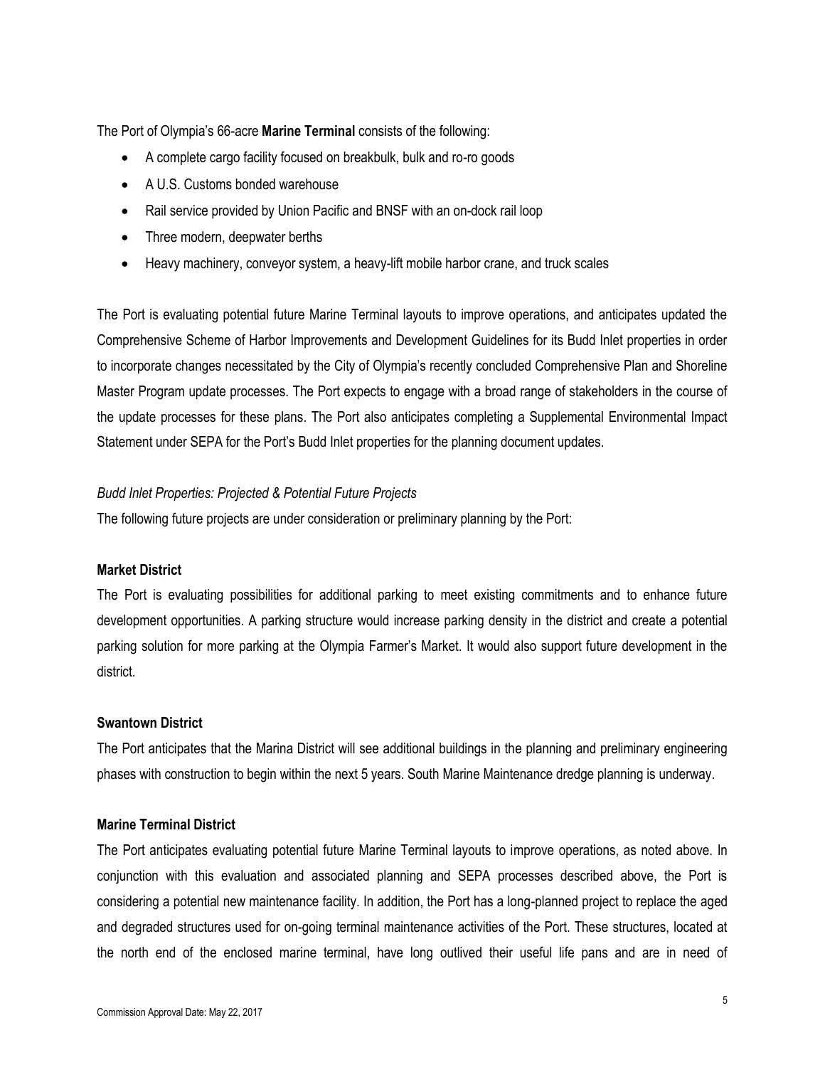The Port of Olympia's 66-acre **Marine Terminal** consists of the following:

- A complete cargo facility focused on breakbulk, bulk and ro-ro goods
- A U.S. Customs bonded warehouse
- Rail service provided by Union Pacific and BNSF with an on-dock rail loop
- Three modern, deepwater berths
- Heavy machinery, conveyor system, a heavy-lift mobile harbor crane, and truck scales

The Port is evaluating potential future Marine Terminal layouts to improve operations, and anticipates updated the Comprehensive Scheme of Harbor Improvements and Development Guidelines for its Budd Inlet properties in order to incorporate changes necessitated by the City of Olympia's recently concluded Comprehensive Plan and Shoreline Master Program update processes. The Port expects to engage with a broad range of stakeholders in the course of the update processes for these plans. The Port also anticipates completing a Supplemental Environmental Impact Statement under SEPA for the Port's Budd Inlet properties for the planning document updates.

*Budd Inlet Properties: Projected & Potential Future Projects*

The following future projects are under consideration or preliminary planning by the Port:

**Market District**

The Port is evaluating possibilities for additional parking to meet existing commitments and to enhance future development opportunities. A parking structure would increase parking density in the district and create a potential parking solution for more parking at the Olympia Farmer's Market. It would also support future development in the district.

**Swantown District**

The Port anticipates that the Marina District will see additional buildings in the planning and preliminary engineering phases with construction to begin within the next 5 years. South Marine Maintenance dredge planning is underway.

**Marine Terminal District**

The Port anticipates evaluating potential future Marine Terminal layouts to improve operations, as noted above. In conjunction with this evaluation and associated planning and SEPA processes described above, the Port is considering a potential new maintenance facility. In addition, the Port has a long-planned project to replace the aged and degraded structures used for on-going terminal maintenance activities of the Port. These structures, located at the north end of the enclosed marine terminal, have long outlived their useful life pans and are in need of

Commission Approval Date: May 22, 2017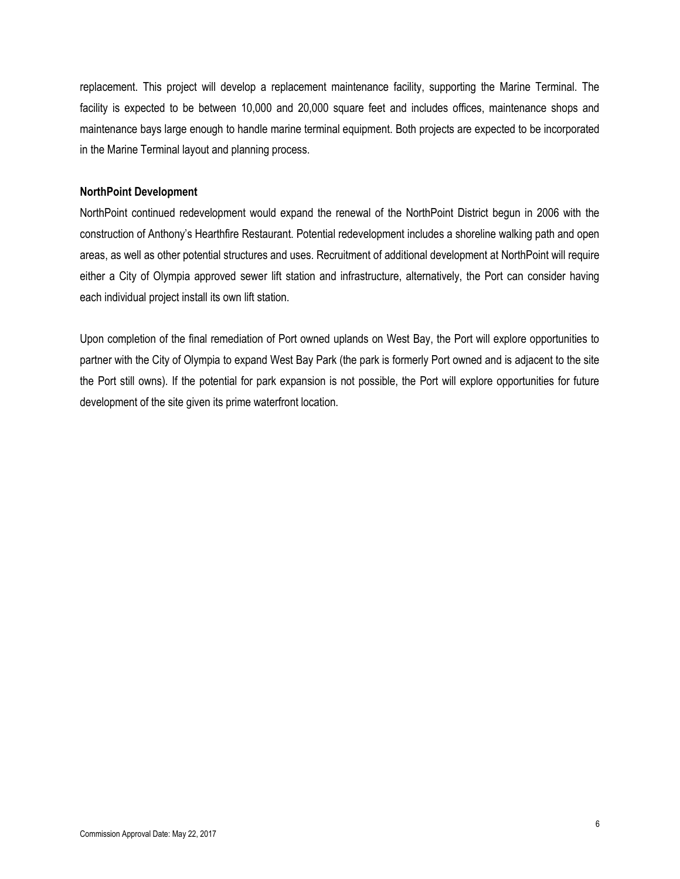replacement. This project will develop a replacement maintenance facility, supporting the Marine Terminal. The facility is expected to be between 10,000 and 20,000 square feet and includes offices, maintenance shops and maintenance bays large enough to handle marine terminal equipment. Both projects are expected to be incorporated in the Marine Terminal layout and planning process.

**NorthPoint Development**

NorthPoint continued redevelopment would expand the renewal of the NorthPoint District begun in 2006 with the construction of Anthony's Hearthfire Restaurant. Potential redevelopment includes a shoreline walking path and open areas, as well as other potential structures and uses. Recruitment of additional development at NorthPoint will require either a City of Olympia approved sewer lift station and infrastructure, alternatively, the Port can consider having each individual project install its own lift station.

Upon completion of the final remediation of Port owned uplands on West Bay, the Port will explore opportunities to partner with the City of Olympia to expand West Bay Park (the park is formerly Port owned and is adjacent to the site the Port still owns). If the potential for park expansion is not possible, the Port will explore opportunities for future development of the site given its prime waterfront location.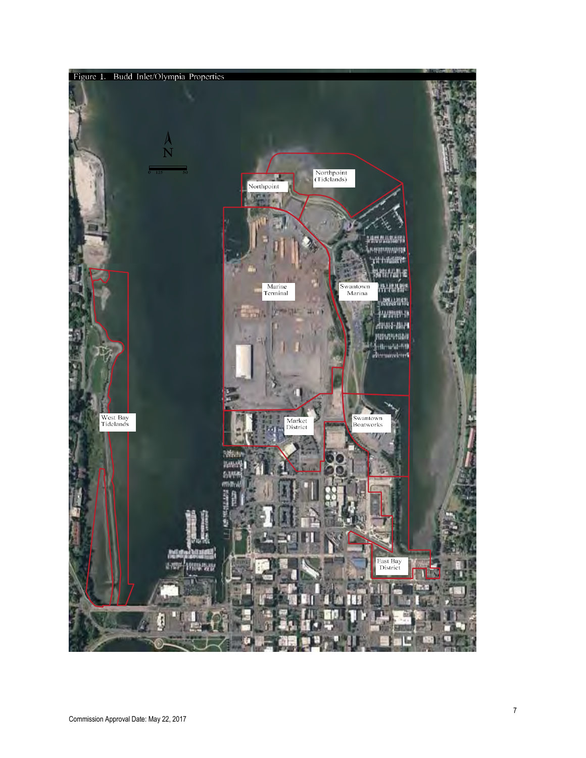Figure 1. Budd Inlet/Olympia Properties

N

0 125 50

Northpoint

Northpoint (Tidelands)

Marine Terminal

Swantown Marina

West Bay Tidelands

Market District

Swantown Boatworks

East Bay District

Commission Approval Date: May 22, 2017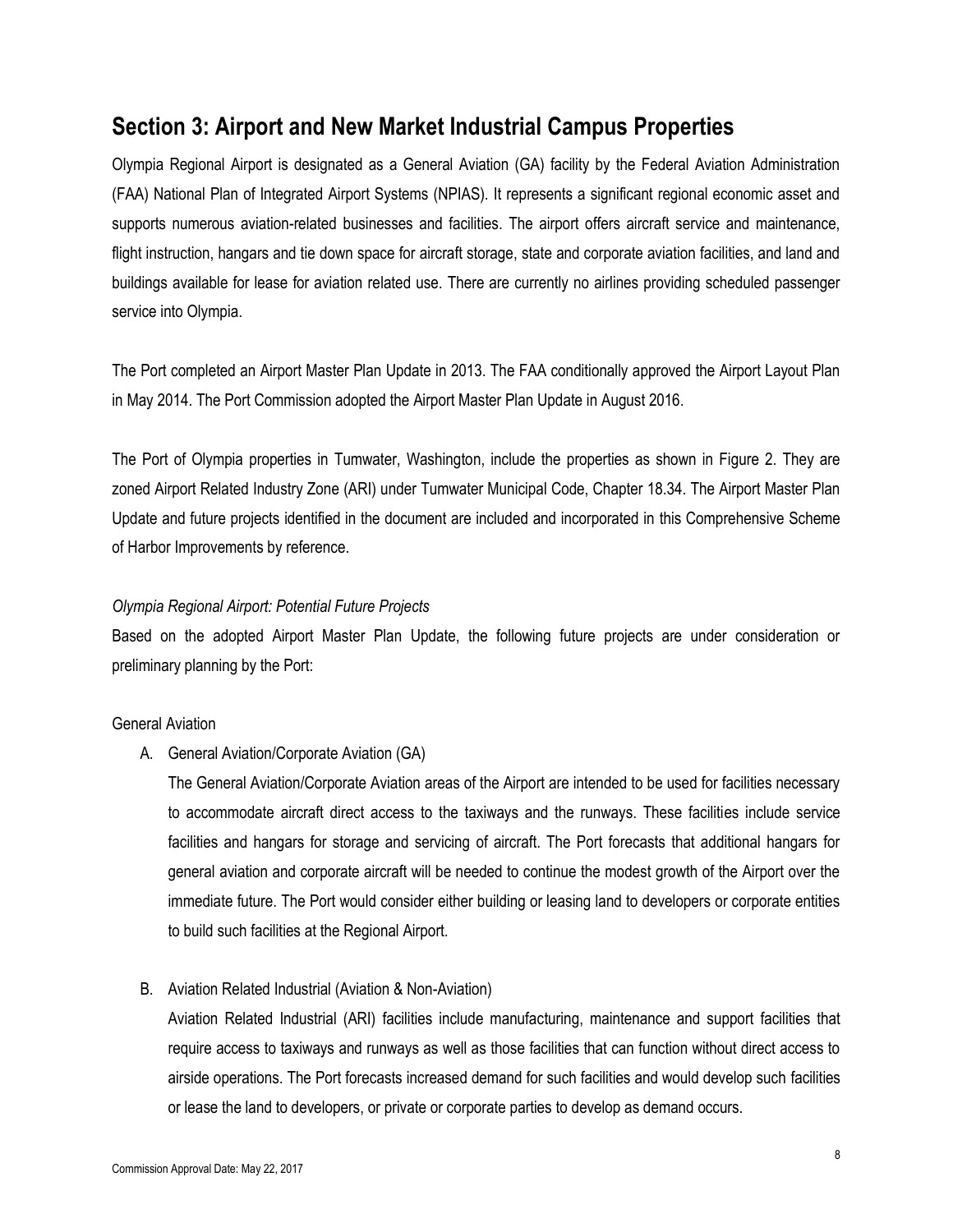## Section 3: Airport and New Market Industrial Campus Properties

Olympia Regional Airport is designated as a General Aviation (GA) facility by the Federal Aviation Administration (FAA) National Plan of Integrated Airport Systems (NPIAS). It represents a significant regional economic asset and supports numerous aviation-related businesses and facilities. The airport offers aircraft service and maintenance, flight instruction, hangars and tie down space for aircraft storage, state and corporate aviation facilities, and land and buildings available for lease for aviation related use. There are currently no airlines providing scheduled passenger service into Olympia.

The Port completed an Airport Master Plan Update in 2013. The FAA conditionally approved the Airport Layout Plan in May 2014. The Port Commission adopted the Airport Master Plan Update in August 2016.

The Port of Olympia properties in Tumwater, Washington, include the properties as shown in Figure 2. They are zoned Airport Related Industry Zone (ARI) under Tumwater Municipal Code, Chapter 18.34. The Airport Master Plan Update and future projects identified in the document are included and incorporated in this Comprehensive Scheme of Harbor Improvements by reference.

*Olympia Regional Airport: Potential Future Projects*

Based on the adopted Airport Master Plan Update, the following future projects are under consideration or preliminary planning by the Port:

General Aviation

A. General Aviation/Corporate Aviation (GA)

   The General Aviation/Corporate Aviation areas of the Airport are intended to be used for facilities necessary to accommodate aircraft direct access to the taxiways and the runways. These facilities include service facilities and hangars for storage and servicing of aircraft. The Port forecasts that additional hangars for general aviation and corporate aircraft will be needed to continue the modest growth of the Airport over the immediate future. The Port would consider either building or leasing land to developers or corporate entities to build such facilities at the Regional Airport.

B. Aviation Related Industrial (Aviation & Non-Aviation)

   Aviation Related Industrial (ARI) facilities include manufacturing, maintenance and support facilities that require access to taxiways and runways as well as those facilities that can function without direct access to airside operations. The Port forecasts increased demand for such facilities and would develop such facilities or lease the land to developers, or private or corporate parties to develop as demand occurs.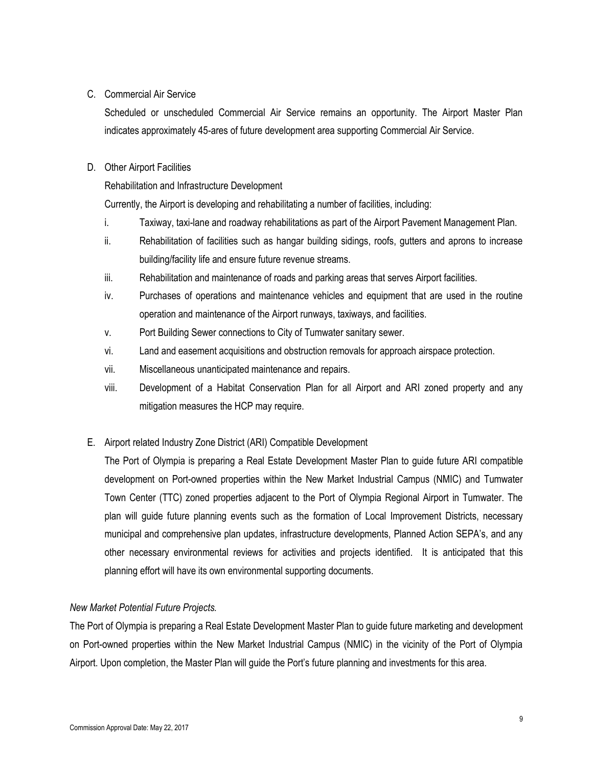C. Commercial Air Service

Scheduled or unscheduled Commercial Air Service remains an opportunity. The Airport Master Plan indicates approximately 45-ares of future development area supporting Commercial Air Service.

D. Other Airport Facilities

Rehabilitation and Infrastructure Development

Currently, the Airport is developing and rehabilitating a number of facilities, including:

i. Taxiway, taxi-lane and roadway rehabilitations as part of the Airport Pavement Management Plan.

ii. Rehabilitation of facilities such as hangar building sidings, roofs, gutters and aprons to increase building/facility life and ensure future revenue streams.

iii. Rehabilitation and maintenance of roads and parking areas that serves Airport facilities.

iv. Purchases of operations and maintenance vehicles and equipment that are used in the routine operation and maintenance of the Airport runways, taxiways, and facilities.

v. Port Building Sewer connections to City of Tumwater sanitary sewer.

vi. Land and easement acquisitions and obstruction removals for approach airspace protection.

vii. Miscellaneous unanticipated maintenance and repairs.

viii. Development of a Habitat Conservation Plan for all Airport and ARI zoned property and any mitigation measures the HCP may require.

E. Airport related Industry Zone District (ARI) Compatible Development

The Port of Olympia is preparing a Real Estate Development Master Plan to guide future ARI compatible development on Port-owned properties within the New Market Industrial Campus (NMIC) and Tumwater Town Center (TTC) zoned properties adjacent to the Port of Olympia Regional Airport in Tumwater. The plan will guide future planning events such as the formation of Local Improvement Districts, necessary municipal and comprehensive plan updates, infrastructure developments, Planned Action SEPA's, and any other necessary environmental reviews for activities and projects identified. It is anticipated that this planning effort will have its own environmental supporting documents.

*New Market Potential Future Projects.*

The Port of Olympia is preparing a Real Estate Development Master Plan to guide future marketing and development on Port-owned properties within the New Market Industrial Campus (NMIC) in the vicinity of the Port of Olympia Airport. Upon completion, the Master Plan will guide the Port's future planning and investments for this area.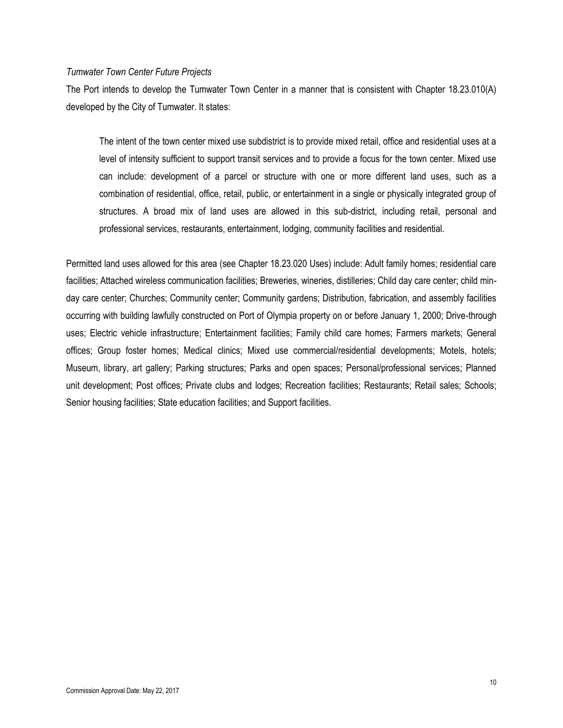*Tumwater Town Center Future Projects*

The Port intends to develop the Tumwater Town Center in a manner that is consistent with Chapter 18.23.010(A) developed by the City of Tumwater. It states:

> The intent of the town center mixed use subdistrict is to provide mixed retail, office and residential uses at a level of intensity sufficient to support transit services and to provide a focus for the town center. Mixed use can include: development of a parcel or structure with one or more different land uses, such as a combination of residential, office, retail, public, or entertainment in a single or physically integrated group of structures. A broad mix of land uses are allowed in this sub-district, including retail, personal and professional services, restaurants, entertainment, lodging, community facilities and residential.

Permitted land uses allowed for this area (see Chapter 18.23.020 Uses) include: Adult family homes; residential care facilities; Attached wireless communication facilities; Breweries, wineries, distilleries; Child day care center; child min-day care center; Churches; Community center; Community gardens; Distribution, fabrication, and assembly facilities occurring with building lawfully constructed on Port of Olympia property on or before January 1, 2000; Drive-through uses; Electric vehicle infrastructure; Entertainment facilities; Family child care homes; Farmers markets; General offices; Group foster homes; Medical clinics; Mixed use commercial/residential developments; Motels, hotels; Museum, library, art gallery; Parking structures; Parks and open spaces; Personal/professional services; Planned unit development; Post offices; Private clubs and lodges; Recreation facilities; Restaurants; Retail sales; Schools; Senior housing facilities; State education facilities; and Support facilities.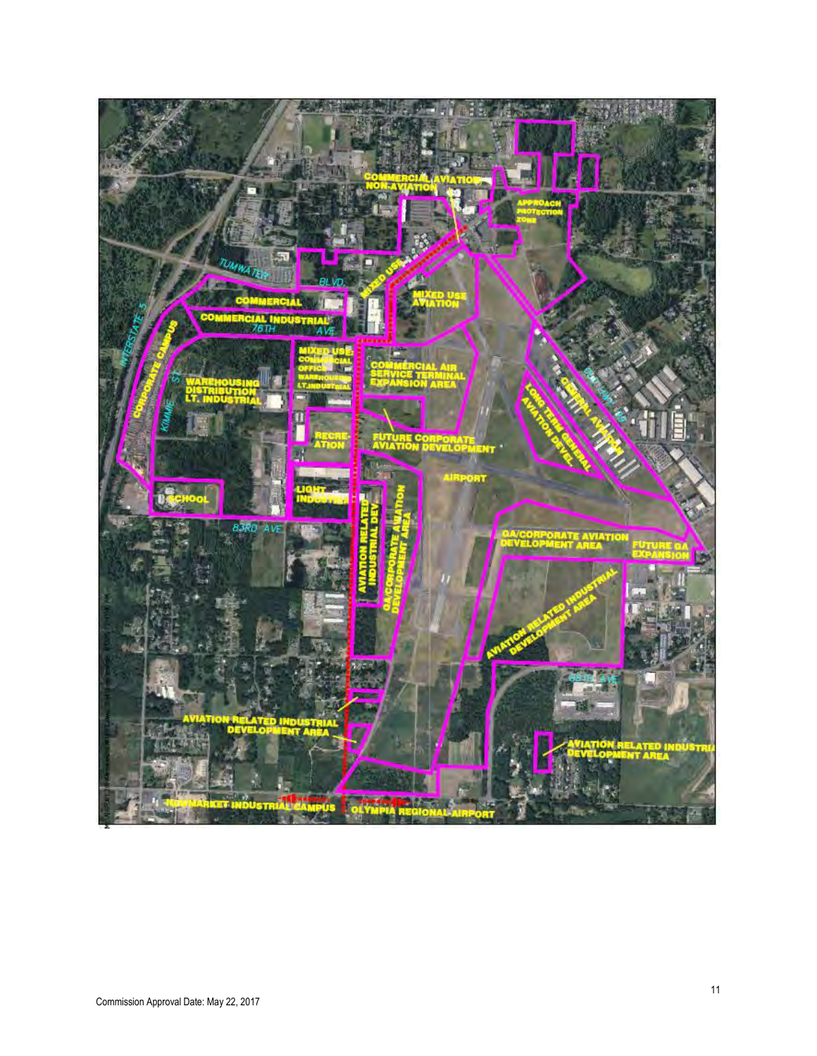COMMERCIAL AVIATION NON-AVIATION

APPROACH PROTECTION ZONE

TUMWATER BLVD.

MIXED USE

MIXED USE AVIATION

COMMERCIAL

COMMERCIAL INDUSTRIAL

76TH AVE.

CORPORATE CAMPUS

INTERSTATE 5

KIMMIE ST

WAREHOUSING DISTRIBUTION LT. INDUSTRIAL

MIXED USE: COMMERCIAL OFFICE WAREHOUSING LT. INDUSTRIAL

COMMERCIAL AIR SERVICE TERMINAL EXPANSION AREA

GENERAL AVIATION

LONG TERM GENERAL AVIATION DEVEL.

RECRE-ATION

FUTURE CORPORATE AVIATION DEVELOPMENT

AIRPORT

SCHOOL

LIGHT INDUSTRIAL

83RD AVE.

AVIATION RELATED INDUSTRIAL DEV.

GA/CORPORATE AVIATION DEVELOPMENT AREA

GA/CORPORATE AVIATION DEVELOPMENT AREA

FUTURE GA EXPANSION

AVIATION RELATED INDUSTRIAL DEVELOPMENT AREA

88TH AVE.

AVIATION RELATED INDUSTRIAL DEVELOPMENT AREA

AVIATION RELATED INDUSTRIAL DEVELOPMENT AREA

NEW MARKET INDUSTRIAL CAMPUS

OLYMPIA REGIONAL AIRPORT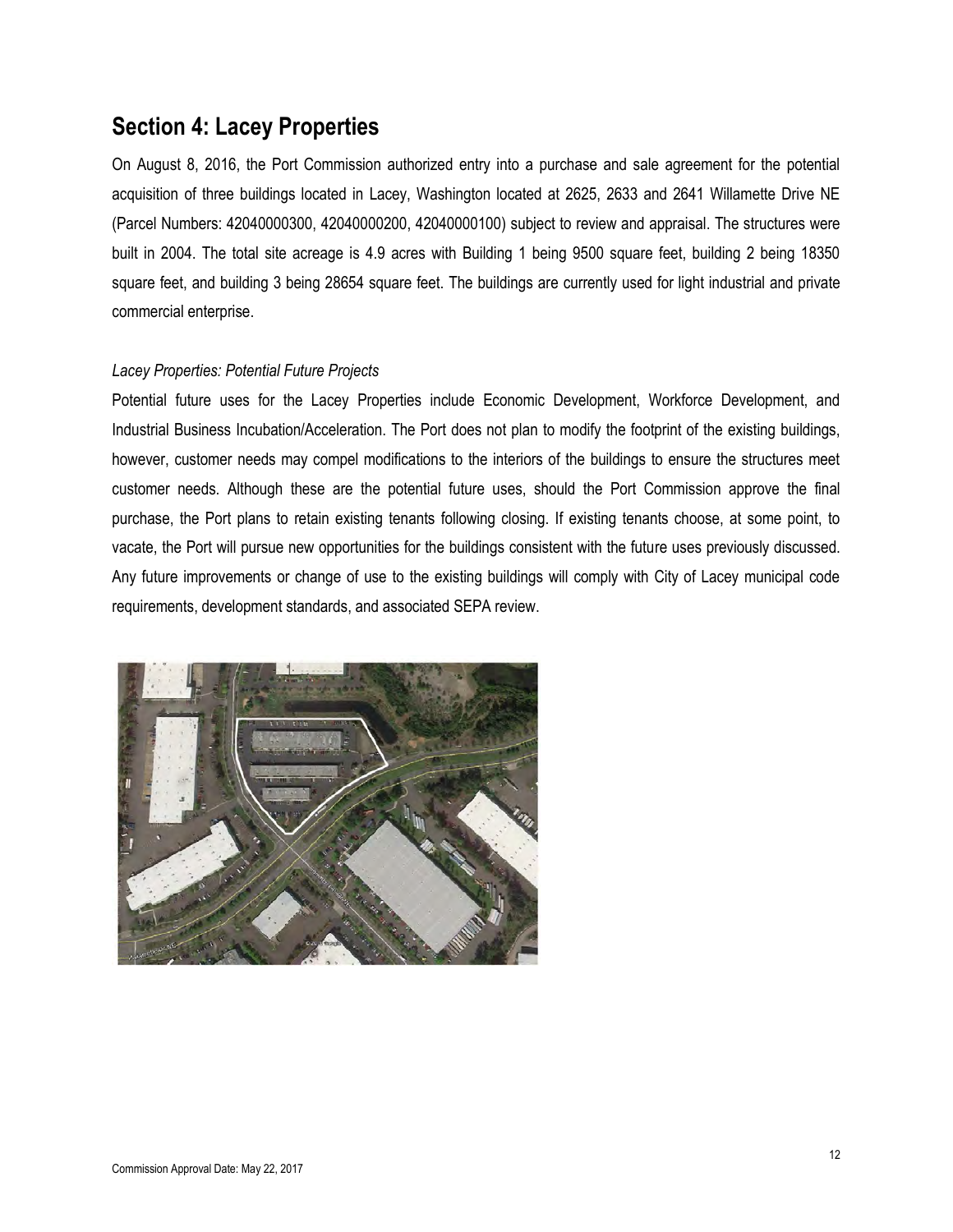## Section 4: Lacey Properties

On August 8, 2016, the Port Commission authorized entry into a purchase and sale agreement for the potential acquisition of three buildings located in Lacey, Washington located at 2625, 2633 and 2641 Willamette Drive NE (Parcel Numbers: 42040000300, 42040000200, 42040000100) subject to review and appraisal. The structures were built in 2004. The total site acreage is 4.9 acres with Building 1 being 9500 square feet, building 2 being 18350 square feet, and building 3 being 28654 square feet. The buildings are currently used for light industrial and private commercial enterprise.

*Lacey Properties: Potential Future Projects*

Potential future uses for the Lacey Properties include Economic Development, Workforce Development, and Industrial Business Incubation/Acceleration. The Port does not plan to modify the footprint of the existing buildings, however, customer needs may compel modifications to the interiors of the buildings to ensure the structures meet customer needs. Although these are the potential future uses, should the Port Commission approve the final purchase, the Port plans to retain existing tenants following closing. If existing tenants choose, at some point, to vacate, the Port will pursue new opportunities for the buildings consistent with the future uses previously discussed. Any future improvements or change of use to the existing buildings will comply with City of Lacey municipal code requirements, development standards, and associated SEPA review.

Commission Approval Date: May 22, 2017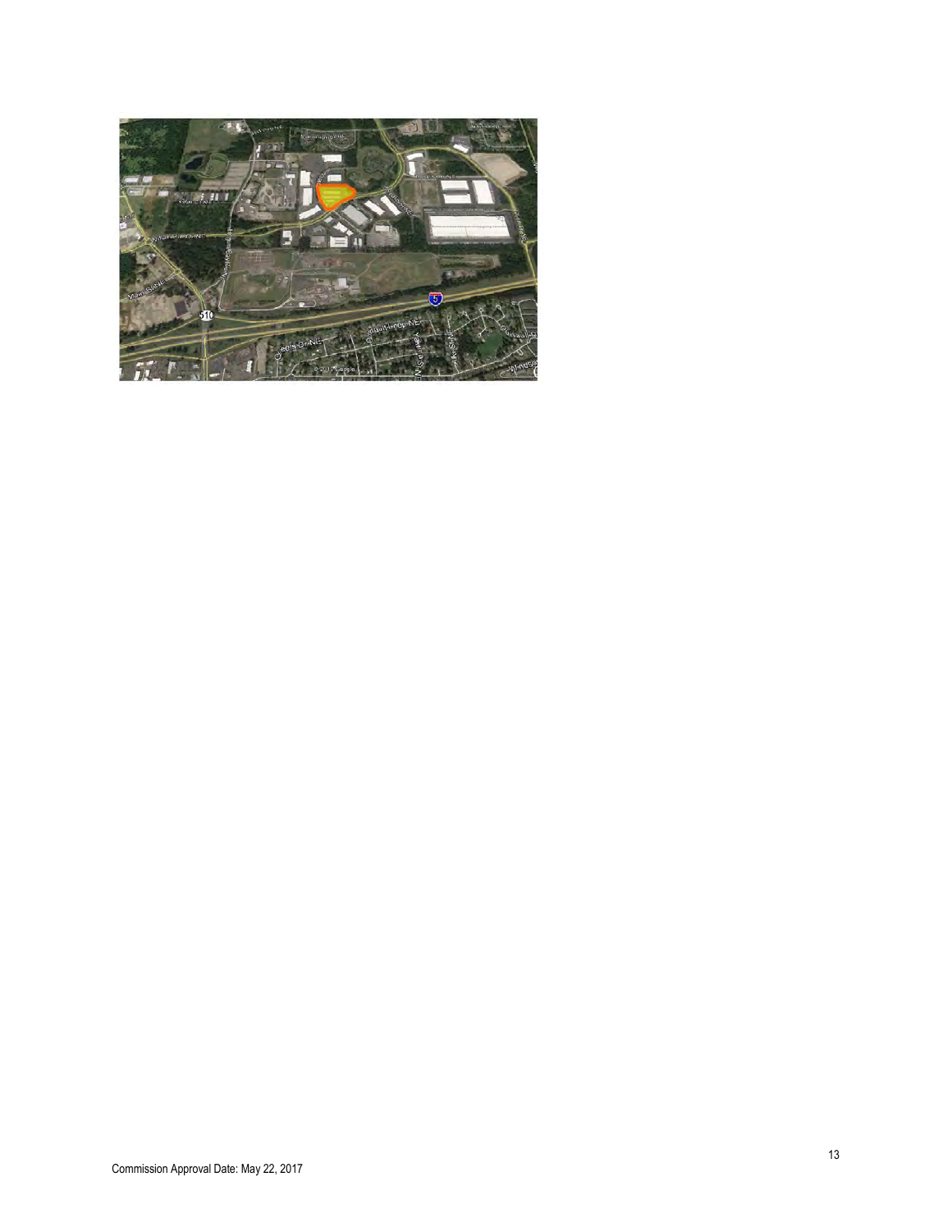Commission Approval Date: May 22, 2017